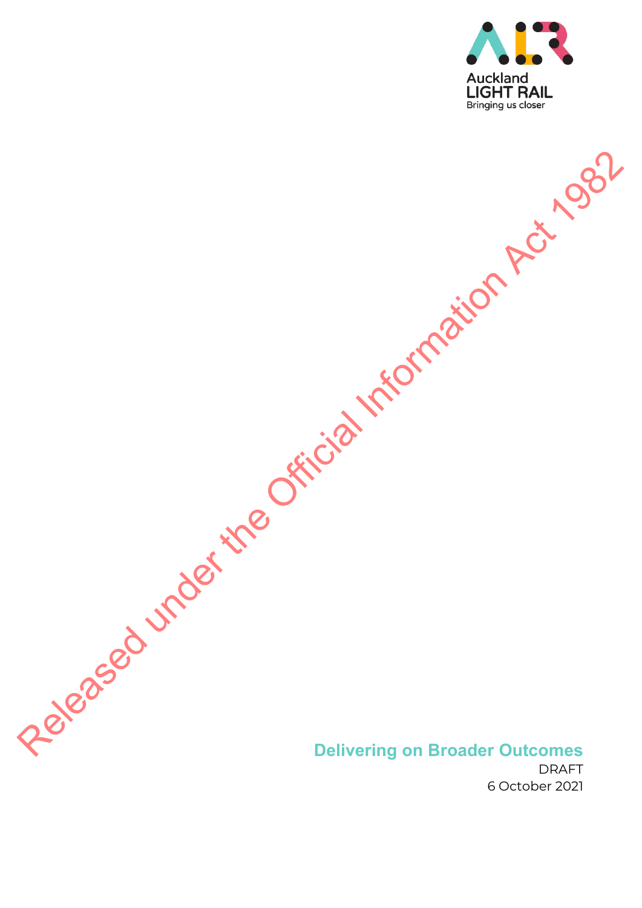Auckland
LIGHT RAIL
Bringing us closer

Released under the Official Information Act 1982

# Delivering on Broader Outcomes

DRAFT

6 October 2021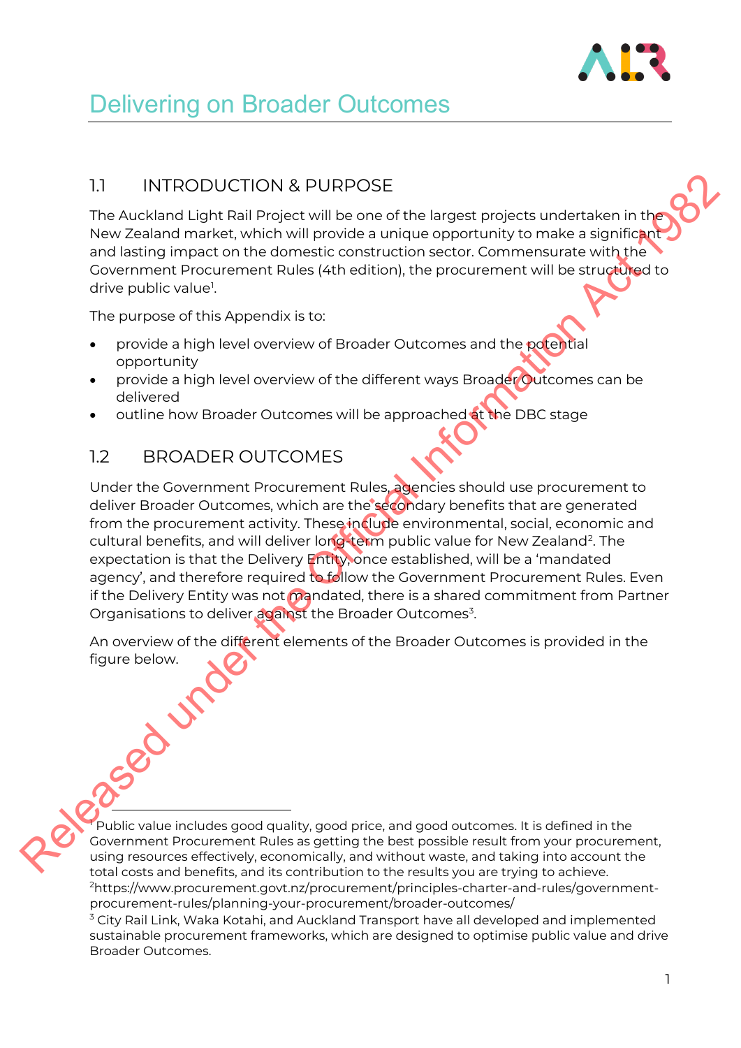# Delivering on Broader Outcomes

## 1.1 INTRODUCTION & PURPOSE

The Auckland Light Rail Project will be one of the largest projects undertaken in the New Zealand market, which will provide a unique opportunity to make a significant and lasting impact on the domestic construction sector. Commensurate with the Government Procurement Rules (4th edition), the procurement will be structured to drive public value[1].

The purpose of this Appendix is to:

- provide a high level overview of Broader Outcomes and the potential opportunity
- provide a high level overview of the different ways Broader Outcomes can be delivered
- outline how Broader Outcomes will be approached at the DBC stage

## 1.2 BROADER OUTCOMES

Under the Government Procurement Rules, agencies should use procurement to deliver Broader Outcomes, which are the secondary benefits that are generated from the procurement activity. These include environmental, social, economic and cultural benefits, and will deliver long-term public value for New Zealand[2]. The expectation is that the Delivery Entity, once established, will be a 'mandated agency', and therefore required to follow the Government Procurement Rules. Even if the Delivery Entity was not mandated, there is a shared commitment from Partner Organisations to deliver against the Broader Outcomes[3].

An overview of the different elements of the Broader Outcomes is provided in the figure below.

[1] Public value includes good quality, good price, and good outcomes. It is defined in the Government Procurement Rules as getting the best possible result from your procurement, using resources effectively, economically, and without waste, and taking into account the total costs and benefits, and its contribution to the results you are trying to achieve.

[2] https://www.procurement.govt.nz/procurement/principles-charter-and-rules/government-procurement-rules/planning-your-procurement/broader-outcomes/

[3] City Rail Link, Waka Kotahi, and Auckland Transport have all developed and implemented sustainable procurement frameworks, which are designed to optimise public value and drive Broader Outcomes.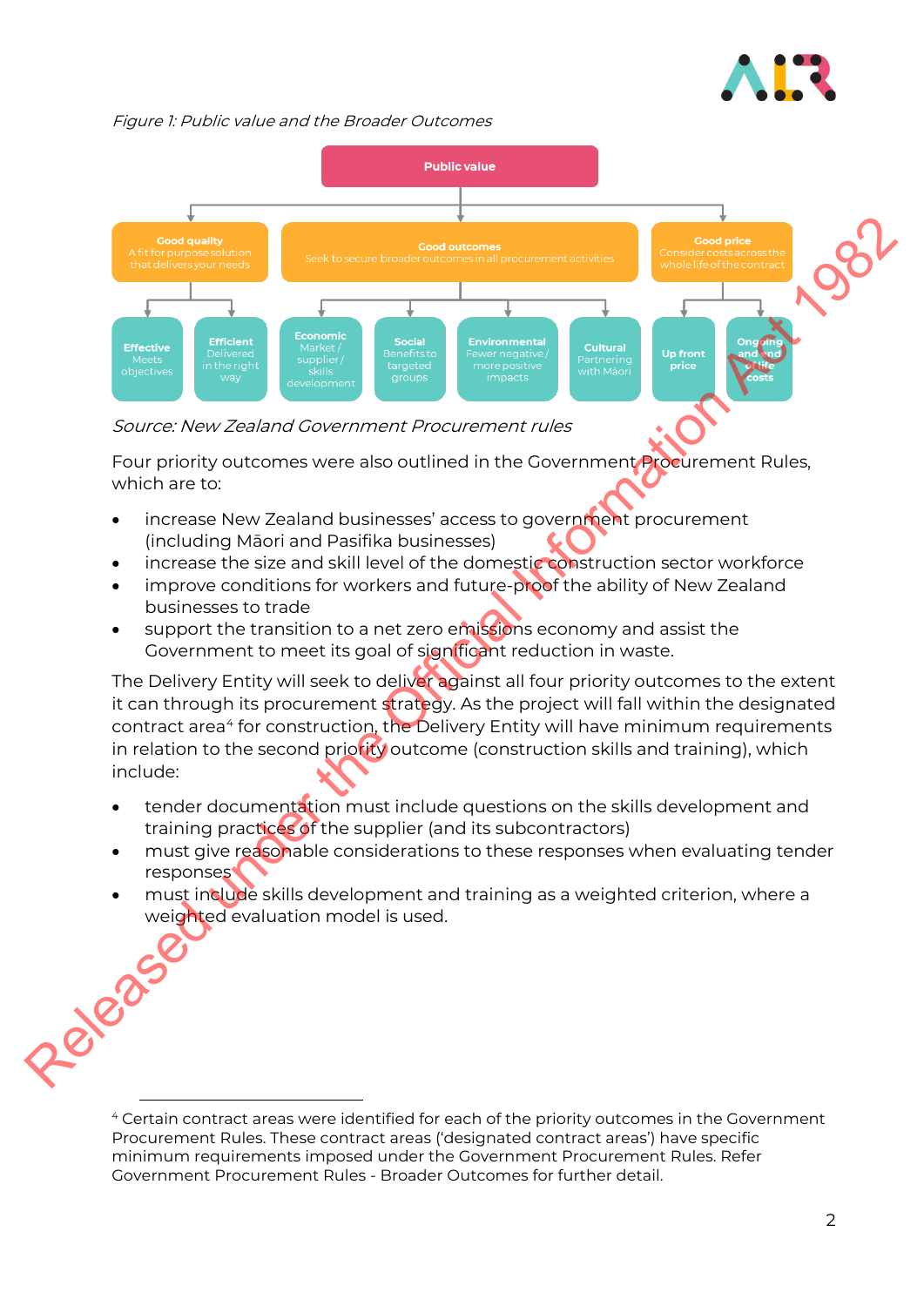*Figure 1: Public value and the Broader Outcomes*

- **Public value**
  - **Good quality** – A fit for purpose solution that delivers your needs
    - **Effective** – Meets objectives
    - **Efficient** – Delivered in the right way
  - **Good outcomes** – Seek to secure broader outcomes in all procurement activities
    - **Economic** – Market / supplier / skills development
    - **Social** – Benefits to targeted groups
    - **Environmental** – Fewer negative / more positive impacts
    - **Cultural** – Partnering with Māori
  - **Good price** – Consider costs across the whole life of the contract
    - **Up front price**
    - **Ongoing and end of life costs**

*Source: New Zealand Government Procurement rules*

Four priority outcomes were also outlined in the Government Procurement Rules, which are to:

- increase New Zealand businesses' access to government procurement (including Māori and Pasifika businesses)
- increase the size and skill level of the domestic construction sector workforce
- improve conditions for workers and future-proof the ability of New Zealand businesses to trade
- support the transition to a net zero emissions economy and assist the Government to meet its goal of significant reduction in waste.

The Delivery Entity will seek to deliver against all four priority outcomes to the extent it can through its procurement strategy. As the project will fall within the designated contract area[4] for construction, the Delivery Entity will have minimum requirements in relation to the second priority outcome (construction skills and training), which include:

- tender documentation must include questions on the skills development and training practices of the supplier (and its subcontractors)
- must give reasonable considerations to these responses when evaluating tender responses
- must include skills development and training as a weighted criterion, where a weighted evaluation model is used.

---

[4] Certain contract areas were identified for each of the priority outcomes in the Government Procurement Rules. These contract areas ('designated contract areas') have specific minimum requirements imposed under the Government Procurement Rules. Refer Government Procurement Rules - Broader Outcomes for further detail.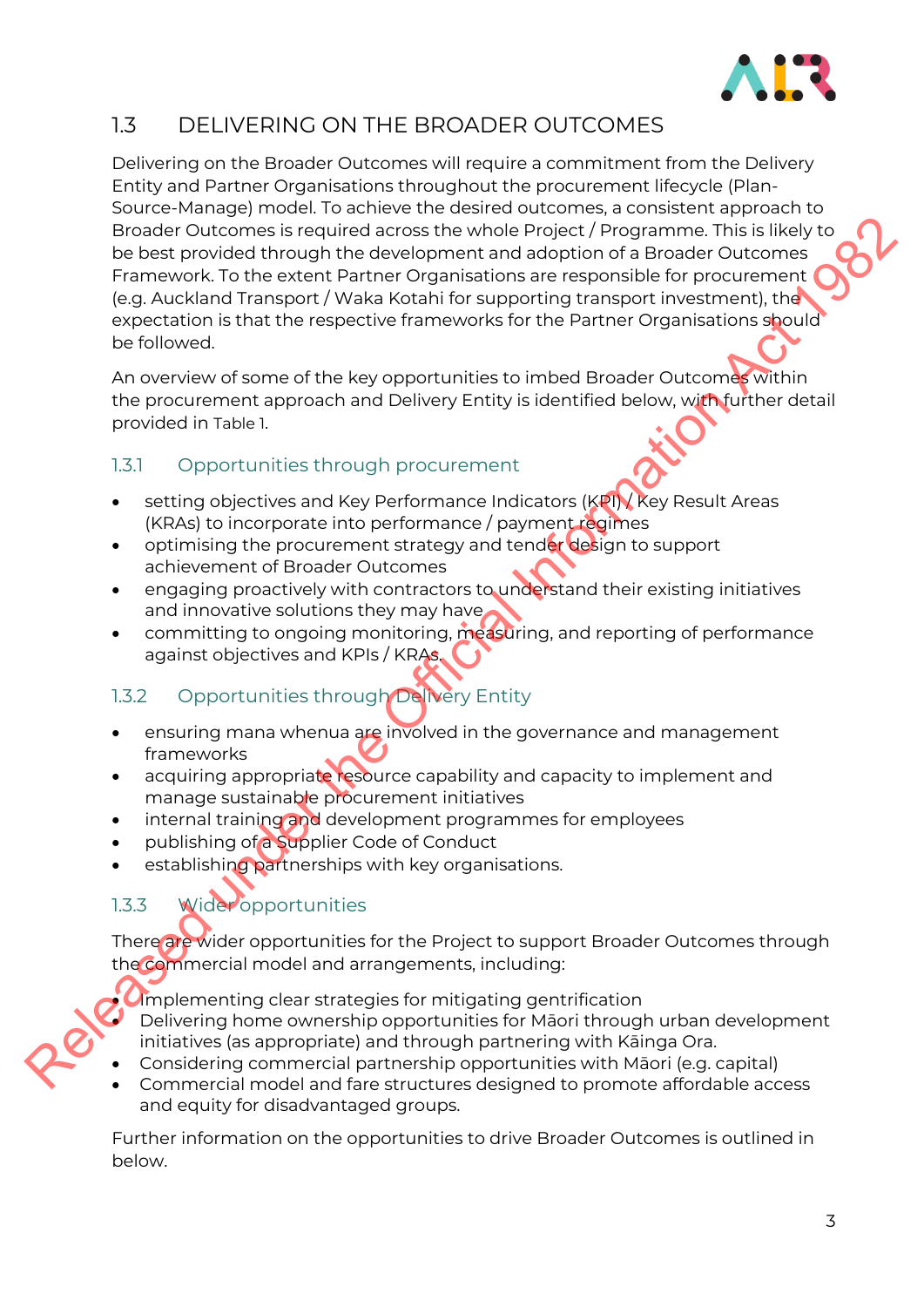## 1.3 DELIVERING ON THE BROADER OUTCOMES

Delivering on the Broader Outcomes will require a commitment from the Delivery Entity and Partner Organisations throughout the procurement lifecycle (Plan-Source-Manage) model. To achieve the desired outcomes, a consistent approach to Broader Outcomes is required across the whole Project / Programme. This is likely to be best provided through the development and adoption of a Broader Outcomes Framework. To the extent Partner Organisations are responsible for procurement (e.g. Auckland Transport / Waka Kotahi for supporting transport investment), the expectation is that the respective frameworks for the Partner Organisations should be followed.

An overview of some of the key opportunities to imbed Broader Outcomes within the procurement approach and Delivery Entity is identified below, with further detail provided in Table 1.

### 1.3.1 Opportunities through procurement

- setting objectives and Key Performance Indicators (KPI) / Key Result Areas (KRAs) to incorporate into performance / payment regimes
- optimising the procurement strategy and tender design to support achievement of Broader Outcomes
- engaging proactively with contractors to understand their existing initiatives and innovative solutions they may have
- committing to ongoing monitoring, measuring, and reporting of performance against objectives and KPIs / KRAs.

### 1.3.2 Opportunities through Delivery Entity

- ensuring mana whenua are involved in the governance and management frameworks
- acquiring appropriate resource capability and capacity to implement and manage sustainable procurement initiatives
- internal training and development programmes for employees
- publishing of a Supplier Code of Conduct
- establishing partnerships with key organisations.

### 1.3.3 Wider opportunities

There are wider opportunities for the Project to support Broader Outcomes through the commercial model and arrangements, including:

- Implementing clear strategies for mitigating gentrification
- Delivering home ownership opportunities for Māori through urban development initiatives (as appropriate) and through partnering with Kāinga Ora.
- Considering commercial partnership opportunities with Māori (e.g. capital)
- Commercial model and fare structures designed to promote affordable access and equity for disadvantaged groups.

Further information on the opportunities to drive Broader Outcomes is outlined in below.

Released under the Official Information Act 1982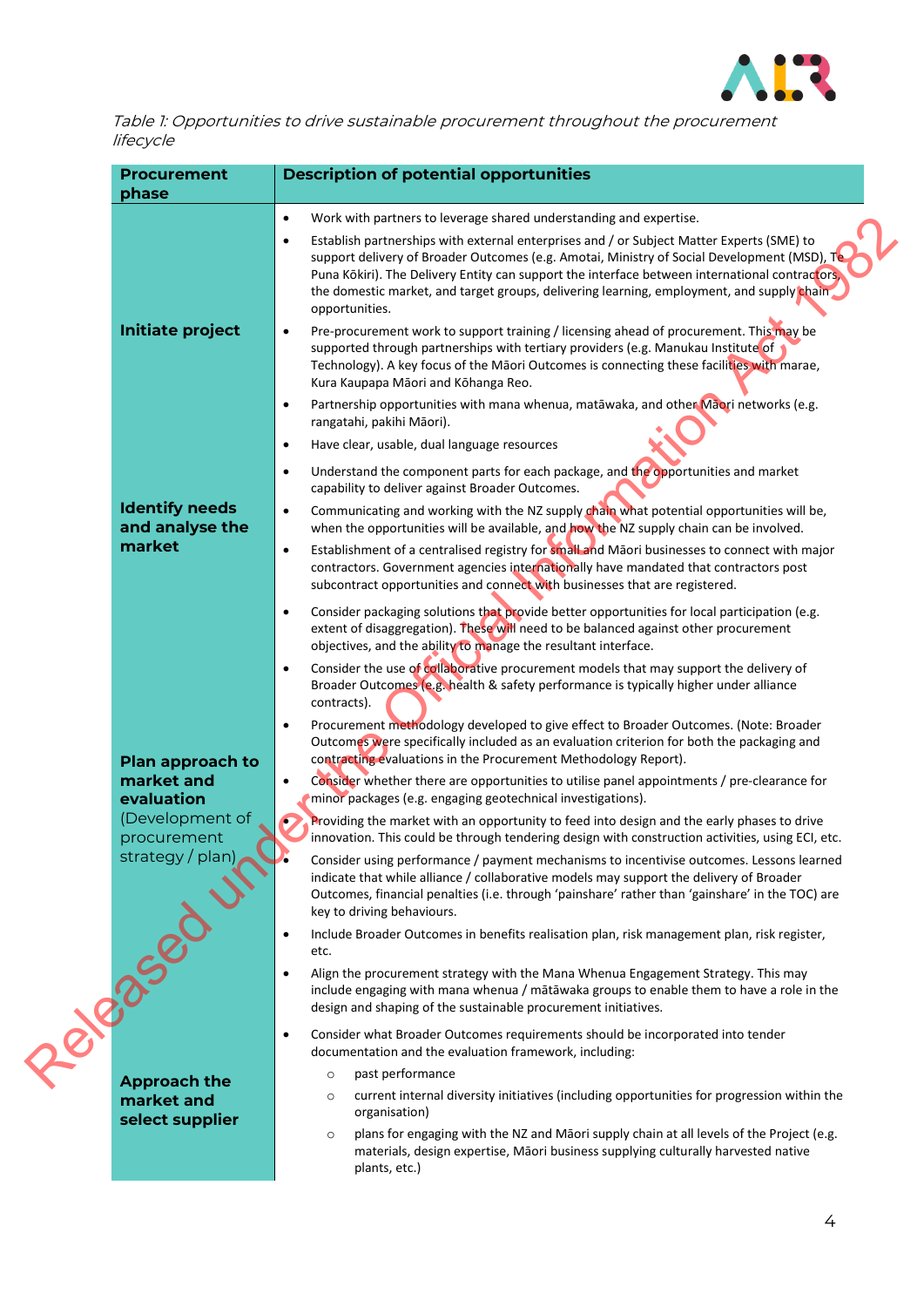*Table 1: Opportunities to drive sustainable procurement throughout the procurement lifecycle*

| Procurement phase | Description of potential opportunities |
|---|---|
| **Initiate project** | • Work with partners to leverage shared understanding and expertise.<br>• Establish partnerships with external enterprises and / or Subject Matter Experts (SME) to support delivery of Broader Outcomes (e.g. Amotai, Ministry of Social Development (MSD), Te Puna Kōkiri). The Delivery Entity can support the interface between international contractors, the domestic market, and target groups, delivering learning, employment, and supply chain opportunities.<br>• Pre-procurement work to support training / licensing ahead of procurement. This may be supported through partnerships with tertiary providers (e.g. Manukau Institute of Technology). A key focus of the Māori Outcomes is connecting these facilities with marae, Kura Kaupapa Māori and Kōhanga Reo.<br>• Partnership opportunities with mana whenua, matāwaka, and other Māori networks (e.g. rangatahi, pakihi Māori).<br>• Have clear, usable, dual language resources |
| **Identify needs and analyse the market** | • Understand the component parts for each package, and the opportunities and market capability to deliver against Broader Outcomes.<br>• Communicating and working with the NZ supply chain what potential opportunities will be, when the opportunities will be available, and how the NZ supply chain can be involved.<br>• Establishment of a centralised registry for small and Māori businesses to connect with major contractors. Government agencies internationally have mandated that contractors post subcontract opportunities and connect with businesses that are registered. |
| **Plan approach to market and evaluation** (Development of procurement strategy / plan) | • Consider packaging solutions that provide better opportunities for local participation (e.g. extent of disaggregation). These will need to be balanced against other procurement objectives, and the ability to manage the resultant interface.<br>• Consider the use of collaborative procurement models that may support the delivery of Broader Outcomes (e.g. health & safety performance is typically higher under alliance contracts).<br>• Procurement methodology developed to give effect to Broader Outcomes. (Note: Broader Outcomes were specifically included as an evaluation criterion for both the packaging and contracting evaluations in the Procurement Methodology Report).<br>• Consider whether there are opportunities to utilise panel appointments / pre-clearance for minor packages (e.g. engaging geotechnical investigations).<br>• Providing the market with an opportunity to feed into design and the early phases to drive innovation. This could be through tendering design with construction activities, using ECI, etc.<br>• Consider using performance / payment mechanisms to incentivise outcomes. Lessons learned indicate that while alliance / collaborative models may support the delivery of Broader Outcomes, financial penalties (i.e. through 'painshare' rather than 'gainshare' in the TOC) are key to driving behaviours.<br>• Include Broader Outcomes in benefits realisation plan, risk management plan, risk register, etc.<br>• Align the procurement strategy with the Mana Whenua Engagement Strategy. This may include engaging with mana whenua / mātāwaka groups to enable them to have a role in the design and shaping of the sustainable procurement initiatives. |
| **Approach the market and select supplier** | • Consider what Broader Outcomes requirements should be incorporated into tender documentation and the evaluation framework, including:<br>&nbsp;&nbsp;○ past performance<br>&nbsp;&nbsp;○ current internal diversity initiatives (including opportunities for progression within the organisation)<br>&nbsp;&nbsp;○ plans for engaging with the NZ and Māori supply chain at all levels of the Project (e.g. materials, design expertise, Māori business supplying culturally harvested native plants, etc.) |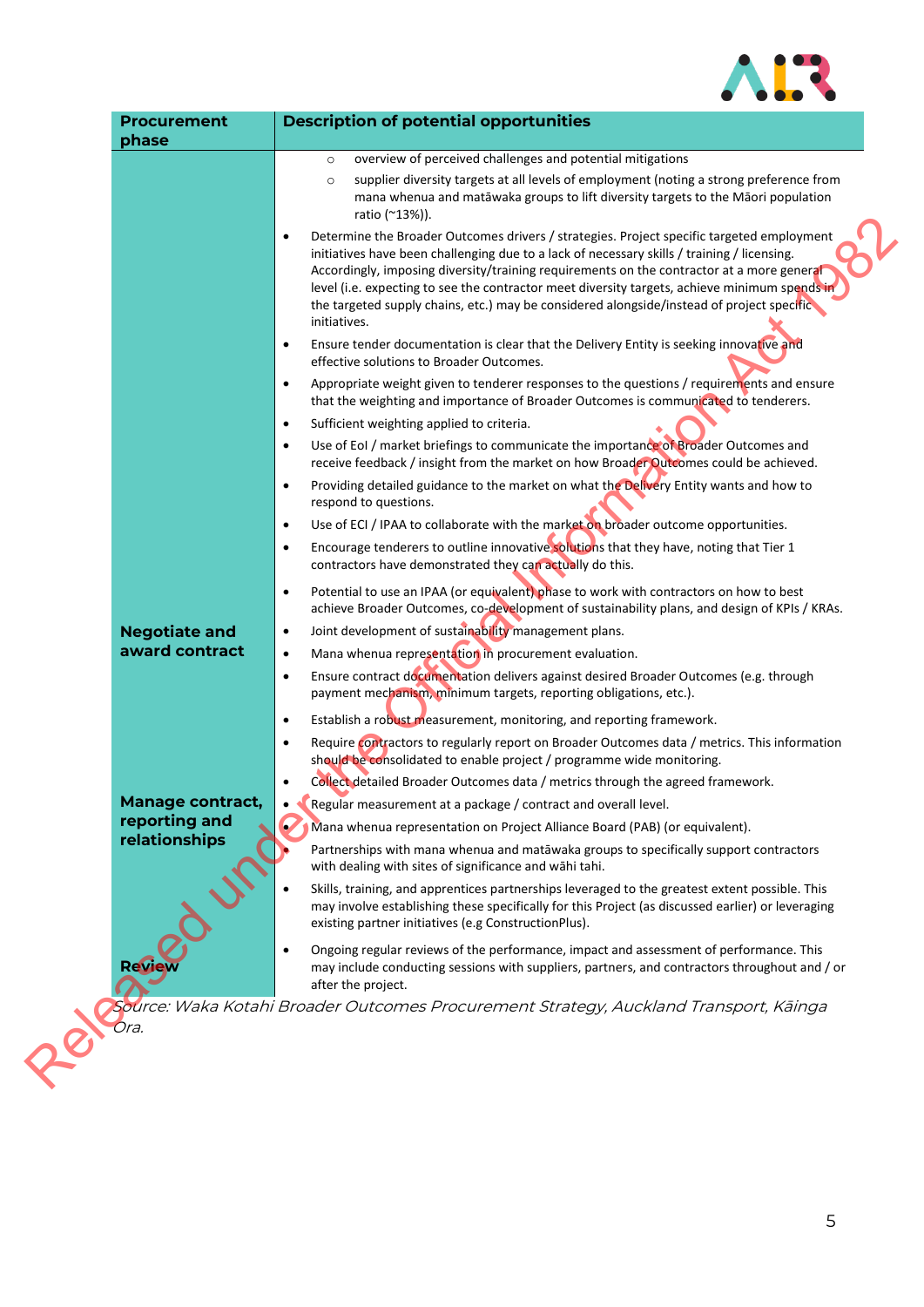| Procurement phase | Description of potential opportunities |
| --- | --- |
| | ◦ overview of perceived challenges and potential mitigations<br>◦ supplier diversity targets at all levels of employment (noting a strong preference from mana whenua and matāwaka groups to lift diversity targets to the Māori population ratio (~13%)).<br>• Determine the Broader Outcomes drivers / strategies. Project specific targeted employment initiatives have been challenging due to a lack of necessary skills / training / licensing. Accordingly, imposing diversity/training requirements on the contractor at a more general level (i.e. expecting to see the contractor meet diversity targets, achieve minimum spends in the targeted supply chains, etc.) may be considered alongside/instead of project specific initiatives.<br>• Ensure tender documentation is clear that the Delivery Entity is seeking innovative and effective solutions to Broader Outcomes.<br>• Appropriate weight given to tenderer responses to the questions / requirements and ensure that the weighting and importance of Broader Outcomes is communicated to tenderers.<br>• Sufficient weighting applied to criteria.<br>• Use of EoI / market briefings to communicate the importance of Broader Outcomes and receive feedback / insight from the market on how Broader Outcomes could be achieved.<br>• Providing detailed guidance to the market on what the Delivery Entity wants and how to respond to questions.<br>• Use of ECI / IPAA to collaborate with the market on broader outcome opportunities.<br>• Encourage tenderers to outline innovative solutions that they have, noting that Tier 1 contractors have demonstrated they can actually do this. |
| Negotiate and award contract | • Potential to use an IPAA (or equivalent) phase to work with contractors on how to best achieve Broader Outcomes, co-development of sustainability plans, and design of KPIs / KRAs.<br>• Joint development of sustainability management plans.<br>• Mana whenua representation in procurement evaluation.<br>• Ensure contract documentation delivers against desired Broader Outcomes (e.g. through payment mechanism, minimum targets, reporting obligations, etc.). |
| Manage contract, reporting and relationships | • Establish a robust measurement, monitoring, and reporting framework.<br>• Require contractors to regularly report on Broader Outcomes data / metrics. This information should be consolidated to enable project / programme wide monitoring.<br>• Collect detailed Broader Outcomes data / metrics through the agreed framework.<br>• Regular measurement at a package / contract and overall level.<br>• Mana whenua representation on Project Alliance Board (PAB) (or equivalent).<br>• Partnerships with mana whenua and matāwaka groups to specifically support contractors with dealing with sites of significance and wāhi tahi.<br>• Skills, training, and apprentices partnerships leveraged to the greatest extent possible. This may involve establishing these specifically for this Project (as discussed earlier) or leveraging existing partner initiatives (e.g ConstructionPlus). |
| Review | • Ongoing regular reviews of the performance, impact and assessment of performance. This may include conducting sessions with suppliers, partners, and contractors throughout and / or after the project. |

*Source: Waka Kotahi Broader Outcomes Procurement Strategy, Auckland Transport, Kāinga Ora.*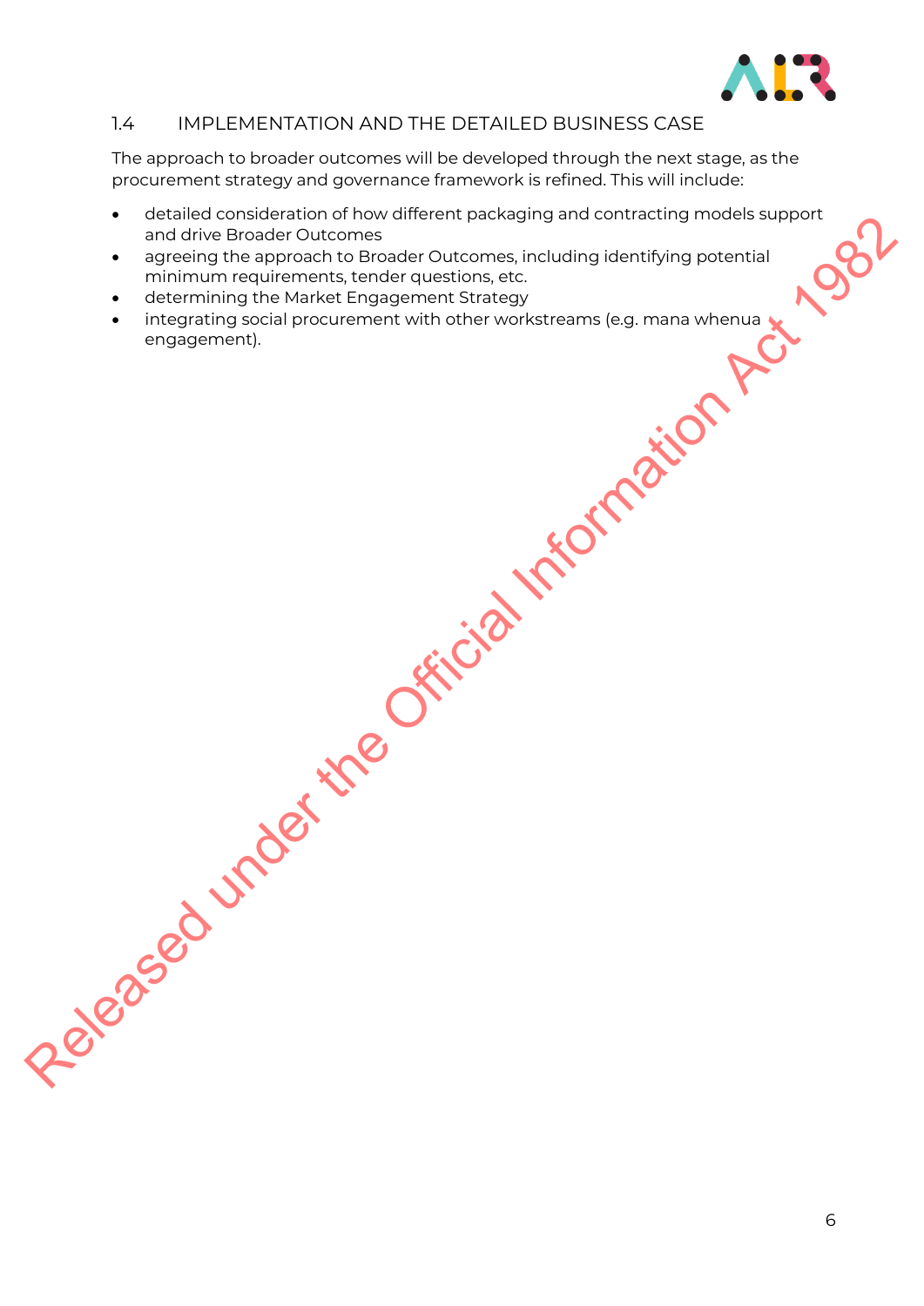## 1.4 IMPLEMENTATION AND THE DETAILED BUSINESS CASE

The approach to broader outcomes will be developed through the next stage, as the procurement strategy and governance framework is refined. This will include:

- detailed consideration of how different packaging and contracting models support and drive Broader Outcomes
- agreeing the approach to Broader Outcomes, including identifying potential minimum requirements, tender questions, etc.
- determining the Market Engagement Strategy
- integrating social procurement with other workstreams (e.g. mana whenua engagement).

Released under the Official Information Act 1982